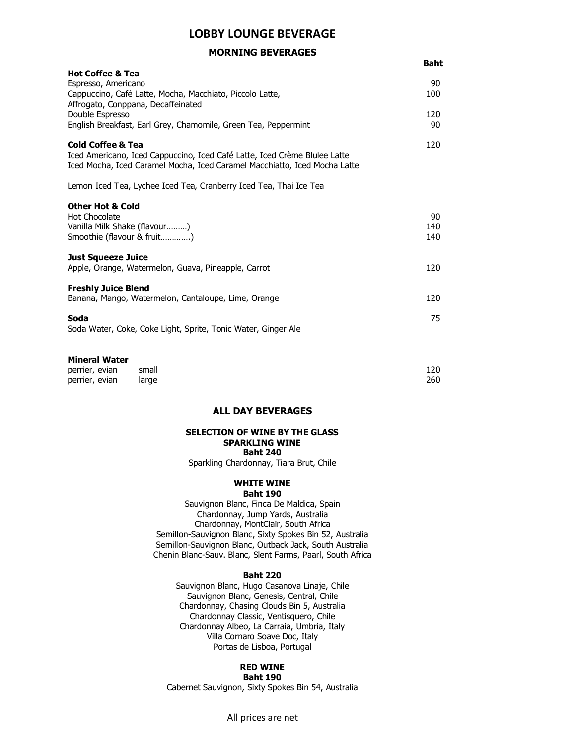# LOBBY LOUNGE BEVERAGE

## MORNING BEVERAGES

| | Baht |
|---|---|
| **Hot Coffee & Tea** | |
| Espresso, Americano | 90 |
| Cappuccino, Café Latte, Mocha, Macchiato, Piccolo Latte, Affrogato, Conppana, Decaffeinated | 100 |
| Double Espresso | 120 |
| English Breakfast, Earl Grey, Chamomile, Green Tea, Peppermint | 90 |
| **Cold Coffee & Tea** | 120 |
| Iced Americano, Iced Cappuccino, Iced Café Latte, Iced Crème Blulee Latte<br>Iced Mocha, Iced Caramel Mocha, Iced Caramel Macchiatto, Iced Mocha Latte | |
| Lemon Iced Tea, Lychee Iced Tea, Cranberry Iced Tea, Thai Ice Tea | |
| **Other Hot & Cold** | |
| Hot Chocolate | 90 |
| Vanilla Milk Shake (flavour………) | 140 |
| Smoothie (flavour & fruit………..) | 140 |
| **Just Squeeze Juice** | |
| Apple, Orange, Watermelon, Guava, Pineapple, Carrot | 120 |
| **Freshly Juice Blend** | |
| Banana, Mango, Watermelon, Cantaloupe, Lime, Orange | 120 |
| **Soda** | 75 |
| Soda Water, Coke, Coke Light, Sprite, Tonic Water, Ginger Ale | |
| **Mineral Water** | |
| perrier, evian small | 120 |
| perrier, evian large | 260 |

## ALL DAY BEVERAGES

### SELECTION OF WINE BY THE GLASS

### SPARKLING WINE

**Baht 240**

Sparkling Chardonnay, Tiara Brut, Chile

### WHITE WINE

**Baht 190**

Sauvignon Blanc, Finca De Maldica, Spain
Chardonnay, Jump Yards, Australia
Chardonnay, MontClair, South Africa
Semillon-Sauvignon Blanc, Sixty Spokes Bin 52, Australia
Semillon-Sauvignon Blanc, Outback Jack, South Australia
Chenin Blanc-Sauv. Blanc, Slent Farms, Paarl, South Africa

**Baht 220**

Sauvignon Blanc, Hugo Casanova Linaje, Chile
Sauvignon Blanc, Genesis, Central, Chile
Chardonnay, Chasing Clouds Bin 5, Australia
Chardonnay Classic, Ventisquero, Chile
Chardonnay Albeo, La Carraia, Umbria, Italy
Villa Cornaro Soave Doc, Italy
Portas de Lisboa, Portugal

### RED WINE

**Baht 190**

Cabernet Sauvignon, Sixty Spokes Bin 54, Australia

All prices are net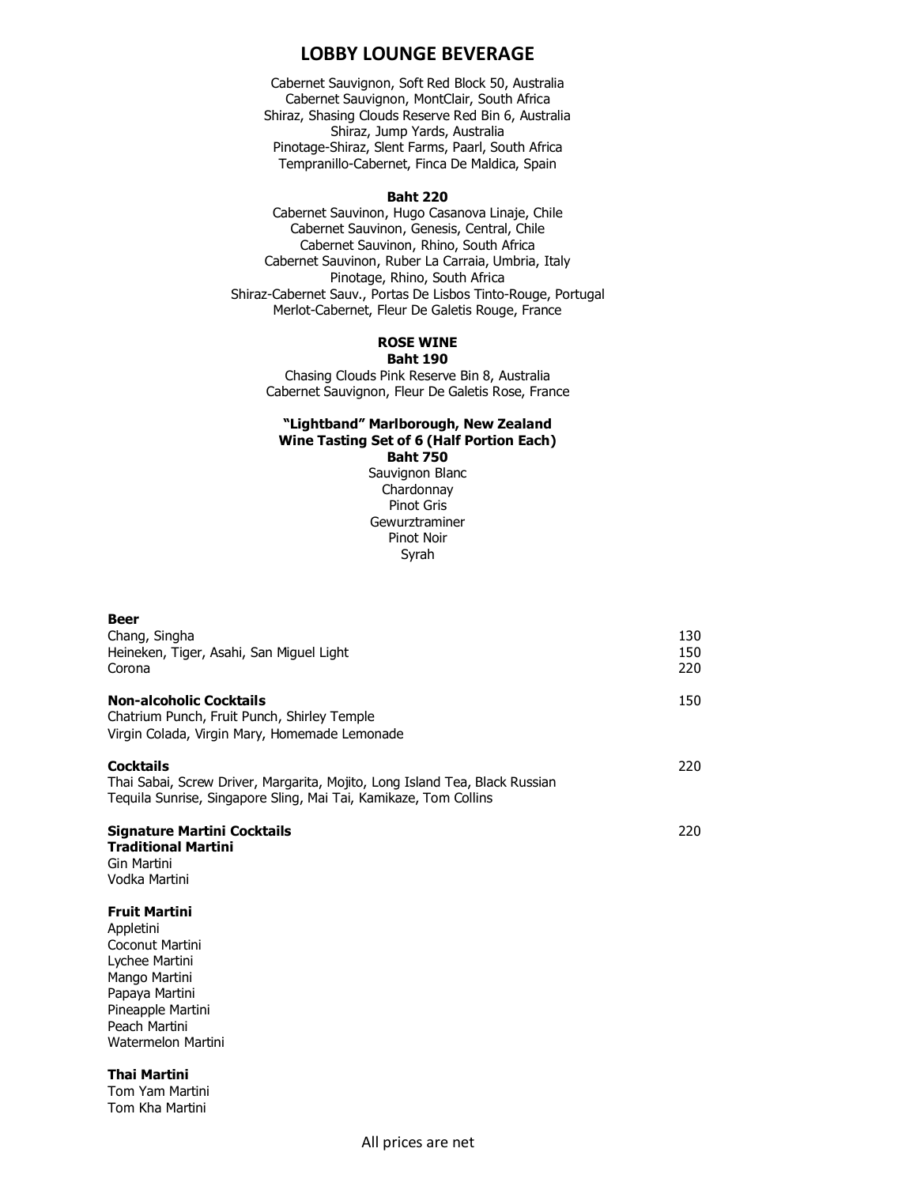# LOBBY LOUNGE BEVERAGE

Cabernet Sauvignon, Soft Red Block 50, Australia
Cabernet Sauvignon, MontClair, South Africa
Shiraz, Shasing Clouds Reserve Red Bin 6, Australia
Shiraz, Jump Yards, Australia
Pinotage-Shiraz, Slent Farms, Paarl, South Africa
Tempranillo-Cabernet, Finca De Maldica, Spain

**Baht 220**

Cabernet Sauvinon, Hugo Casanova Linaje, Chile
Cabernet Sauvinon, Genesis, Central, Chile
Cabernet Sauvinon, Rhino, South Africa
Cabernet Sauvinon, Ruber La Carraia, Umbria, Italy
Pinotage, Rhino, South Africa
Shiraz-Cabernet Sauv., Portas De Lisbos Tinto-Rouge, Portugal
Merlot-Cabernet, Fleur De Galetis Rouge, France

**ROSE WINE**
**Baht 190**

Chasing Clouds Pink Reserve Bin 8, Australia
Cabernet Sauvignon, Fleur De Galetis Rose, France

**"Lightband" Marlborough, New Zealand**
**Wine Tasting Set of 6 (Half Portion Each)**
**Baht 750**

Sauvignon Blanc
Chardonnay
Pinot Gris
Gewurztraminer
Pinot Noir
Syrah

| | |
|---|---|
| **Beer** | |
| Chang, Singha | 130 |
| Heineken, Tiger, Asahi, San Miguel Light | 150 |
| Corona | 220 |
| **Non-alcoholic Cocktails** | 150 |
| Chatrium Punch, Fruit Punch, Shirley Temple<br>Virgin Colada, Virgin Mary, Homemade Lemonade | |
| **Cocktails** | 220 |
| Thai Sabai, Screw Driver, Margarita, Mojito, Long Island Tea, Black Russian<br>Tequila Sunrise, Singapore Sling, Mai Tai, Kamikaze, Tom Collins | |
| **Signature Martini Cocktails** | 220 |

**Traditional Martini**
Gin Martini
Vodka Martini

**Fruit Martini**
Appletini
Coconut Martini
Lychee Martini
Mango Martini
Papaya Martini
Pineapple Martini
Peach Martini
Watermelon Martini

**Thai Martini**
Tom Yam Martini
Tom Kha Martini

All prices are net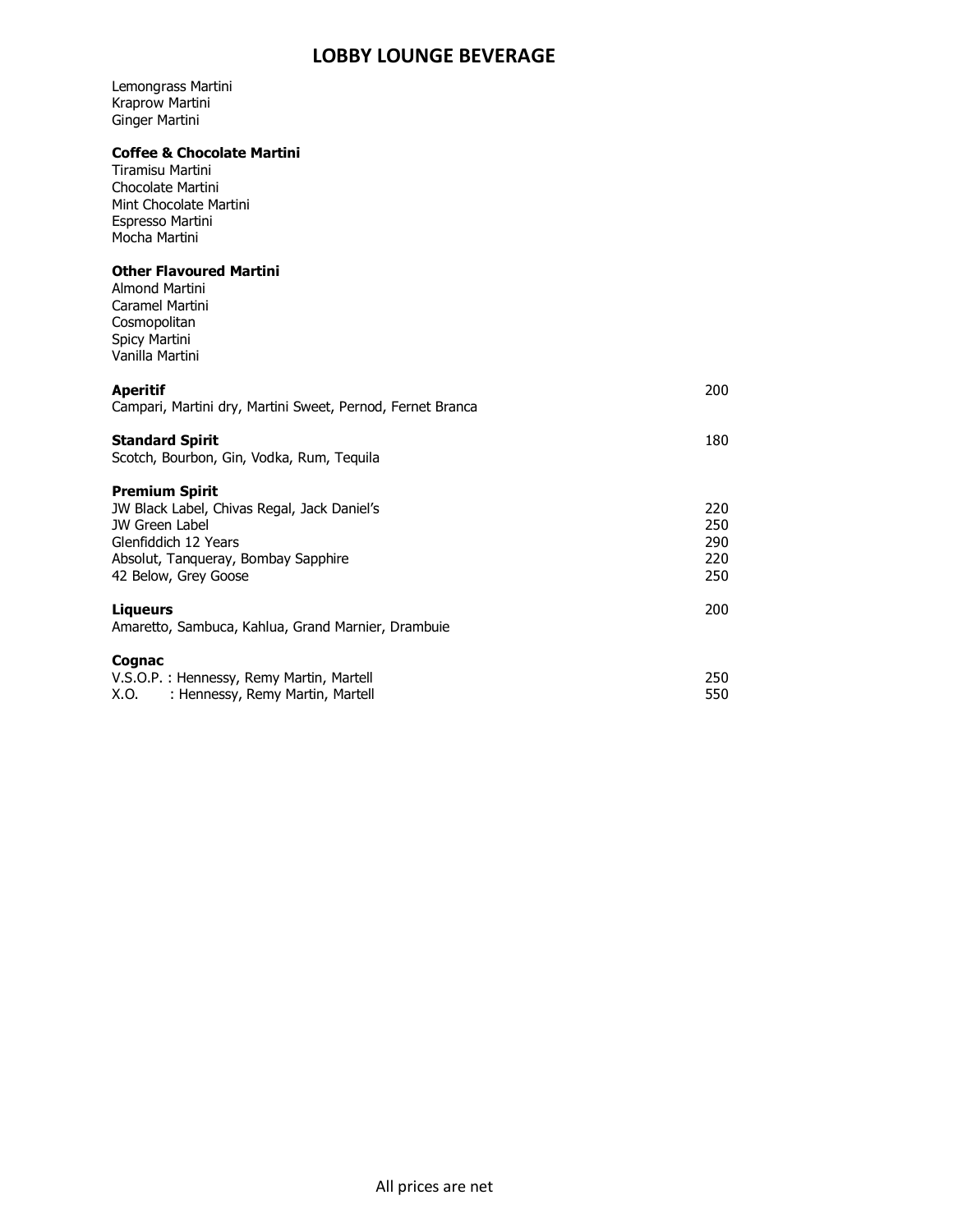# LOBBY LOUNGE BEVERAGE

Lemongrass Martini
Kraprow Martini
Ginger Martini

**Coffee & Chocolate Martini**
Tiramisu Martini
Chocolate Martini
Mint Chocolate Martini
Espresso Martini
Mocha Martini

**Other Flavoured Martini**
Almond Martini
Caramel Martini
Cosmopolitan
Spicy Martini
Vanilla Martini

| | |
|---|---|
| **Aperitif** | 200 |
| Campari, Martini dry, Martini Sweet, Pernod, Fernet Branca | |
| **Standard Spirit** | 180 |
| Scotch, Bourbon, Gin, Vodka, Rum, Tequila | |
| **Premium Spirit** | |
| JW Black Label, Chivas Regal, Jack Daniel's | 220 |
| JW Green Label | 250 |
| Glenfiddich 12 Years | 290 |
| Absolut, Tanqueray, Bombay Sapphire | 220 |
| 42 Below, Grey Goose | 250 |
| **Liqueurs** | 200 |
| Amaretto, Sambuca, Kahlua, Grand Marnier, Drambuie | |
| **Cognac** | |
| V.S.O.P. : Hennessy, Remy Martin, Martell | 250 |
| X.O. : Hennessy, Remy Martin, Martell | 550 |

All prices are net